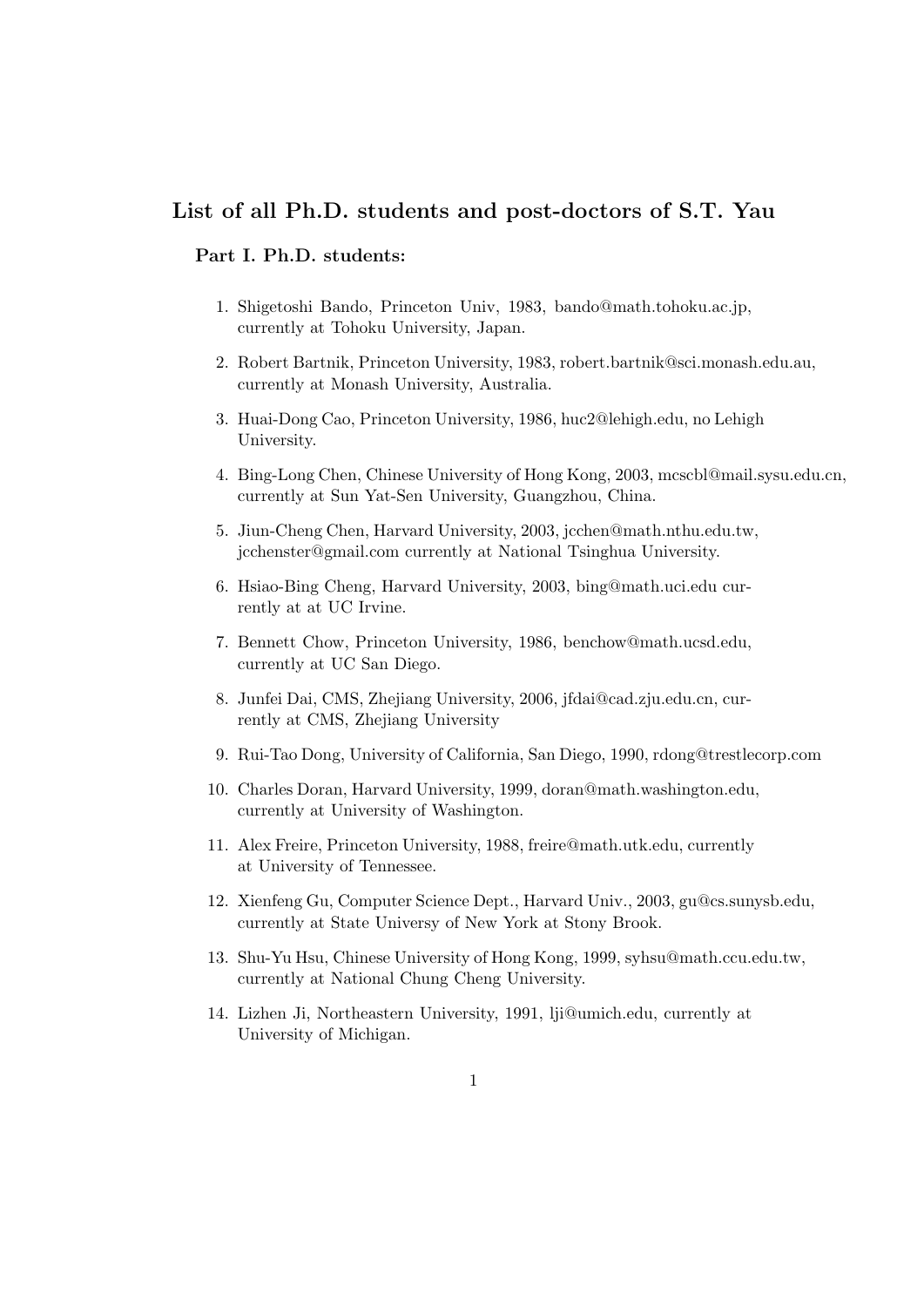## List of all Ph.D. students and post-doctors of S.T. Yau

### Part I. Ph.D. students:

1. Shigetoshi Bando, Princeton Univ, 1983, bando@math.tohoku.ac.jp, currently at Tohoku University, Japan.
2. Robert Bartnik, Princeton University, 1983, robert.bartnik@sci.monash.edu.au, currently at Monash University, Australia.
3. Huai-Dong Cao, Princeton University, 1986, huc2@lehigh.edu, no Lehigh University.
4. Bing-Long Chen, Chinese University of Hong Kong, 2003, mcscbl@mail.sysu.edu.cn, currently at Sun Yat-Sen University, Guangzhou, China.
5. Jiun-Cheng Chen, Harvard University, 2003, jcchen@math.nthu.edu.tw, jcchenster@gmail.com currently at National Tsinghua University.
6. Hsiao-Bing Cheng, Harvard University, 2003, bing@math.uci.edu currently at at UC Irvine.
7. Bennett Chow, Princeton University, 1986, benchow@math.ucsd.edu, currently at UC San Diego.
8. Junfei Dai, CMS, Zhejiang University, 2006, jfdai@cad.zju.edu.cn, currently at CMS, Zhejiang University
9. Rui-Tao Dong, University of California, San Diego, 1990, rdong@trestlecorp.com
10. Charles Doran, Harvard University, 1999, doran@math.washington.edu, currently at University of Washington.
11. Alex Freire, Princeton University, 1988, freire@math.utk.edu, currently at University of Tennessee.
12. Xienfeng Gu, Computer Science Dept., Harvard Univ., 2003, gu@cs.sunysb.edu, currently at State Universy of New York at Stony Brook.
13. Shu-Yu Hsu, Chinese University of Hong Kong, 1999, syhsu@math.ccu.edu.tw, currently at National Chung Cheng University.
14. Lizhen Ji, Northeastern University, 1991, lji@umich.edu, currently at University of Michigan.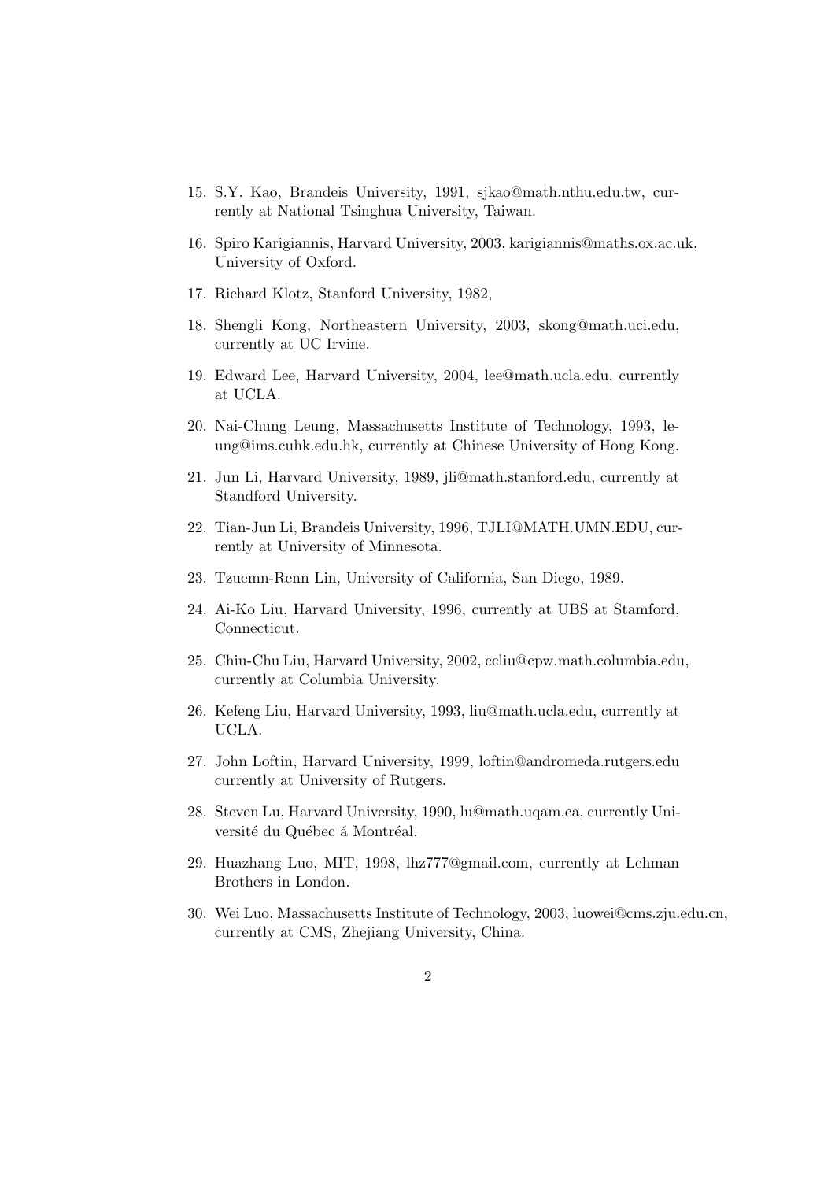15. S.Y. Kao, Brandeis University, 1991, sjkao@math.nthu.edu.tw, currently at National Tsinghua University, Taiwan.

16. Spiro Karigiannis, Harvard University, 2003, karigiannis@maths.ox.ac.uk, University of Oxford.

17. Richard Klotz, Stanford University, 1982,

18. Shengli Kong, Northeastern University, 2003, skong@math.uci.edu, currently at UC Irvine.

19. Edward Lee, Harvard University, 2004, lee@math.ucla.edu, currently at UCLA.

20. Nai-Chung Leung, Massachusetts Institute of Technology, 1993, leung@ims.cuhk.edu.hk, currently at Chinese University of Hong Kong.

21. Jun Li, Harvard University, 1989, jli@math.stanford.edu, currently at Standford University.

22. Tian-Jun Li, Brandeis University, 1996, TJLI@MATH.UMN.EDU, currently at University of Minnesota.

23. Tzuemn-Renn Lin, University of California, San Diego, 1989.

24. Ai-Ko Liu, Harvard University, 1996, currently at UBS at Stamford, Connecticut.

25. Chiu-Chu Liu, Harvard University, 2002, ccliu@cpw.math.columbia.edu, currently at Columbia University.

26. Kefeng Liu, Harvard University, 1993, liu@math.ucla.edu, currently at UCLA.

27. John Loftin, Harvard University, 1999, loftin@andromeda.rutgers.edu currently at University of Rutgers.

28. Steven Lu, Harvard University, 1990, lu@math.uqam.ca, currently Université du Québec á Montréal.

29. Huazhang Luo, MIT, 1998, lhz777@gmail.com, currently at Lehman Brothers in London.

30. Wei Luo, Massachusetts Institute of Technology, 2003, luowei@cms.zju.edu.cn, currently at CMS, Zhejiang University, China.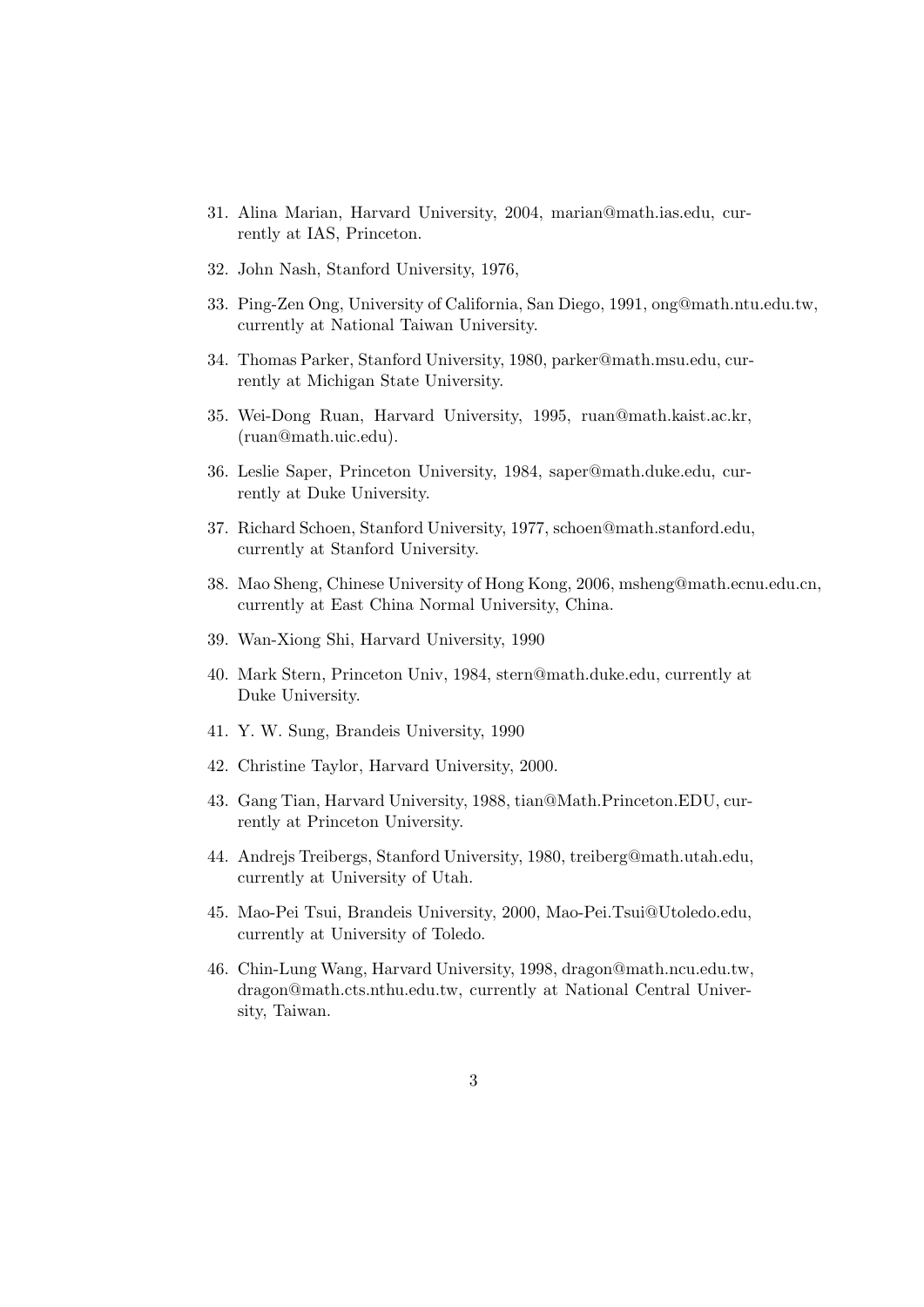31. Alina Marian, Harvard University, 2004, marian@math.ias.edu, currently at IAS, Princeton.

32. John Nash, Stanford University, 1976,

33. Ping-Zen Ong, University of California, San Diego, 1991, ong@math.ntu.edu.tw, currently at National Taiwan University.

34. Thomas Parker, Stanford University, 1980, parker@math.msu.edu, currently at Michigan State University.

35. Wei-Dong Ruan, Harvard University, 1995, ruan@math.kaist.ac.kr, (ruan@math.uic.edu).

36. Leslie Saper, Princeton University, 1984, saper@math.duke.edu, currently at Duke University.

37. Richard Schoen, Stanford University, 1977, schoen@math.stanford.edu, currently at Stanford University.

38. Mao Sheng, Chinese University of Hong Kong, 2006, msheng@math.ecnu.edu.cn, currently at East China Normal University, China.

39. Wan-Xiong Shi, Harvard University, 1990

40. Mark Stern, Princeton Univ, 1984, stern@math.duke.edu, currently at Duke University.

41. Y. W. Sung, Brandeis University, 1990

42. Christine Taylor, Harvard University, 2000.

43. Gang Tian, Harvard University, 1988, tian@Math.Princeton.EDU, currently at Princeton University.

44. Andrejs Treibergs, Stanford University, 1980, treiberg@math.utah.edu, currently at University of Utah.

45. Mao-Pei Tsui, Brandeis University, 2000, Mao-Pei.Tsui@Utoledo.edu, currently at University of Toledo.

46. Chin-Lung Wang, Harvard University, 1998, dragon@math.ncu.edu.tw, dragon@math.cts.nthu.edu.tw, currently at National Central University, Taiwan.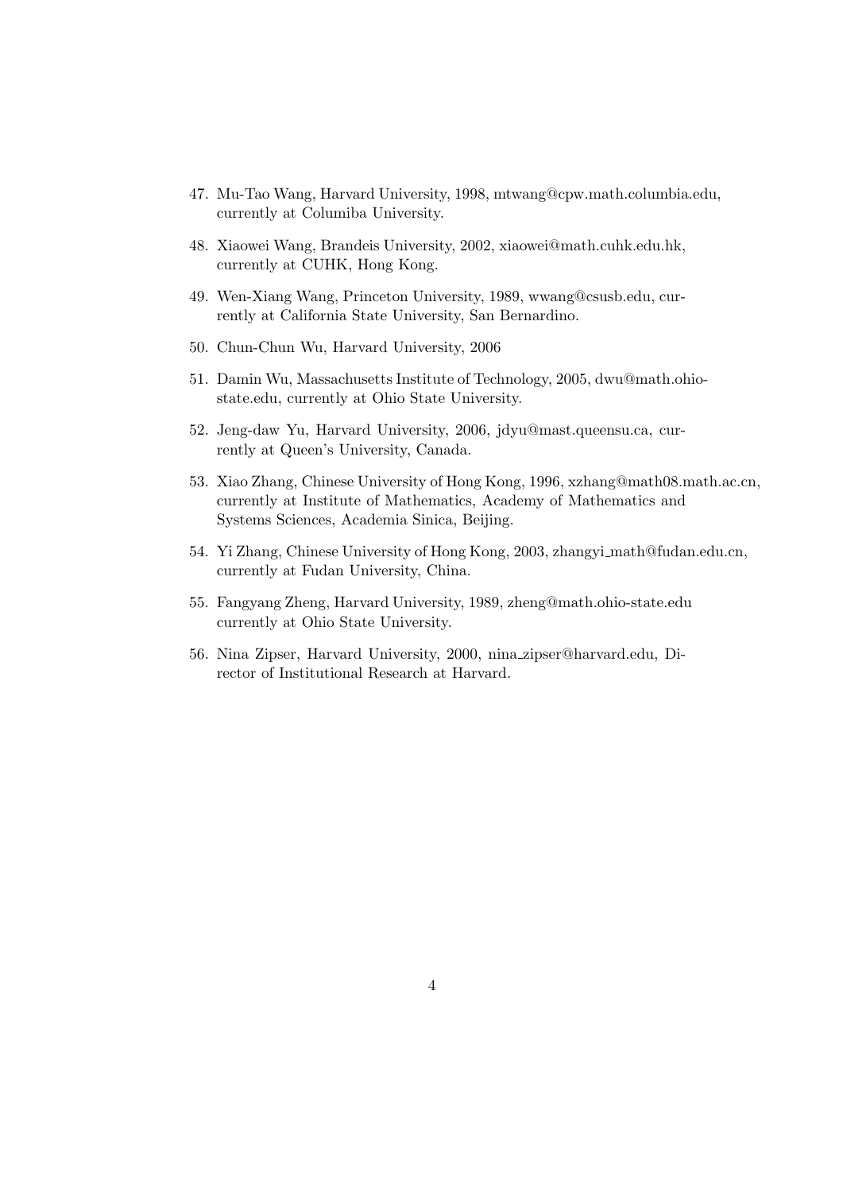47. Mu-Tao Wang, Harvard University, 1998, mtwang@cpw.math.columbia.edu, currently at Columiba University.

48. Xiaowei Wang, Brandeis University, 2002, xiaowei@math.cuhk.edu.hk, currently at CUHK, Hong Kong.

49. Wen-Xiang Wang, Princeton University, 1989, wwang@csusb.edu, currently at California State University, San Bernardino.

50. Chun-Chun Wu, Harvard University, 2006

51. Damin Wu, Massachusetts Institute of Technology, 2005, dwu@math.ohio-state.edu, currently at Ohio State University.

52. Jeng-daw Yu, Harvard University, 2006, jdyu@mast.queensu.ca, currently at Queen's University, Canada.

53. Xiao Zhang, Chinese University of Hong Kong, 1996, xzhang@math08.math.ac.cn, currently at Institute of Mathematics, Academy of Mathematics and Systems Sciences, Academia Sinica, Beijing.

54. Yi Zhang, Chinese University of Hong Kong, 2003, zhangyi_math@fudan.edu.cn, currently at Fudan University, China.

55. Fangyang Zheng, Harvard University, 1989, zheng@math.ohio-state.edu currently at Ohio State University.

56. Nina Zipser, Harvard University, 2000, nina_zipser@harvard.edu, Director of Institutional Research at Harvard.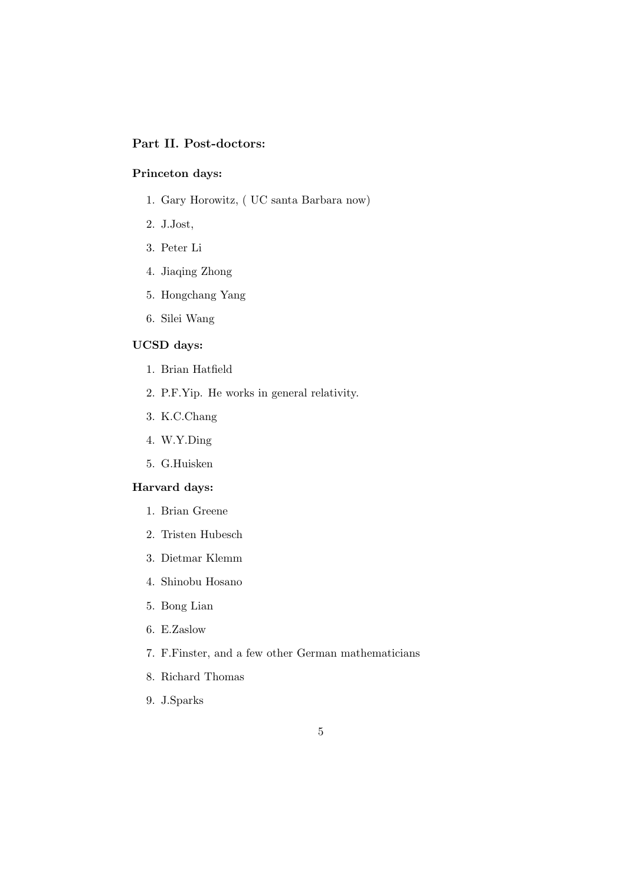### Part II. Post-doctors:

#### Princeton days:

1. Gary Horowitz, ( UC santa Barbara now)
2. J.Jost,
3. Peter Li
4. Jiaqing Zhong
5. Hongchang Yang
6. Silei Wang

#### UCSD days:

1. Brian Hatfield
2. P.F.Yip. He works in general relativity.
3. K.C.Chang
4. W.Y.Ding
5. G.Huisken

#### Harvard days:

1. Brian Greene
2. Tristen Hubesch
3. Dietmar Klemm
4. Shinobu Hosano
5. Bong Lian
6. E.Zaslow
7. F.Finster, and a few other German mathematicians
8. Richard Thomas
9. J.Sparks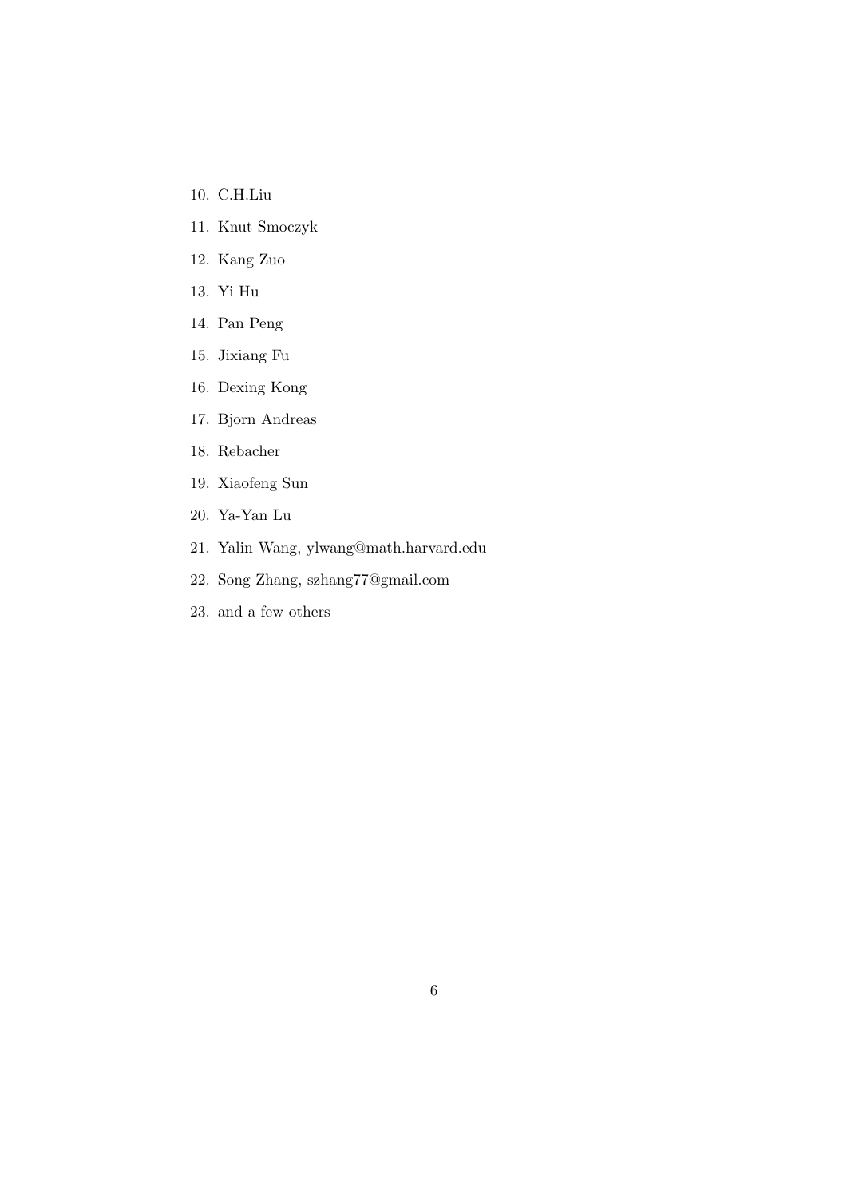10. C.H.Liu
11. Knut Smoczyk
12. Kang Zuo
13. Yi Hu
14. Pan Peng
15. Jixiang Fu
16. Dexing Kong
17. Bjorn Andreas
18. Rebacher
19. Xiaofeng Sun
20. Ya-Yan Lu
21. Yalin Wang, ylwang@math.harvard.edu
22. Song Zhang, szhang77@gmail.com
23. and a few others